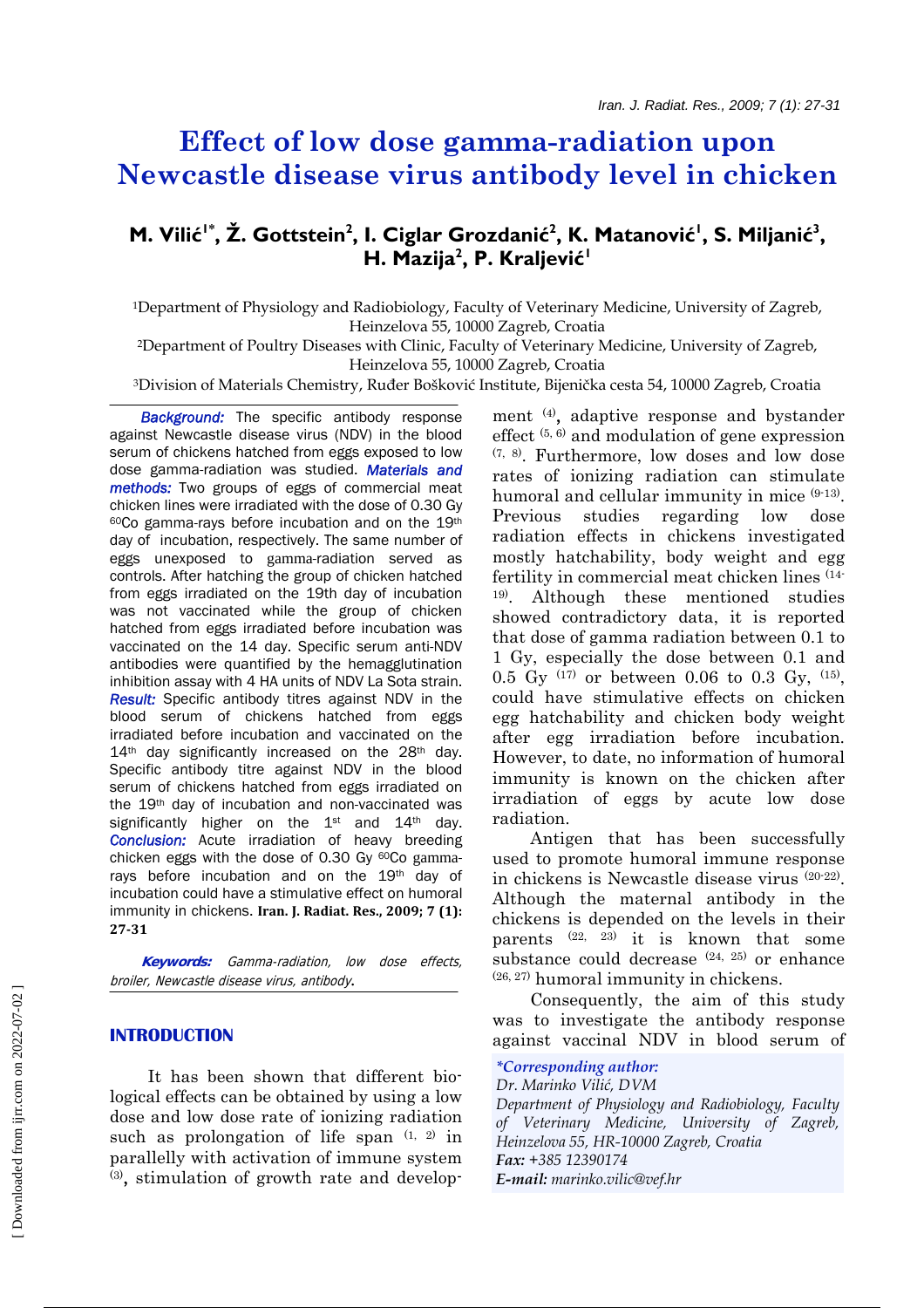# Effect of low dose gamma-radiation upon Newcastle disease virus antibody level in chicken

## M. Vilić[1*], Ž. Gottstein[2], I. Ciglar Grozdanić[2], K. Matanović[1], S. Miljanić[3], H. Mazija[2], P. Kraljević[1]

[1]Department of Physiology and Radiobiology, Faculty of Veterinary Medicine, University of Zagreb, Heinzelova 55, 10000 Zagreb, Croatia

[2]Department of Poultry Diseases with Clinic, Faculty of Veterinary Medicine, University of Zagreb, Heinzelova 55, 10000 Zagreb, Croatia

[3]Division of Materials Chemistry, Ruđer Bošković Institute, Bijenička cesta 54, 10000 Zagreb, Croatia

***Background:*** The specific antibody response against Newcastle disease virus (NDV) in the blood serum of chickens hatched from eggs exposed to low dose gamma-radiation was studied. ***Materials and methods:*** Two groups of eggs of commercial meat chicken lines were irradiated with the dose of 0.30 Gy $^{60}$Co gamma-rays before incubation and on the 19$^{th}$ day of incubation, respectively. The same number of eggs unexposed to gamma-radiation served as controls. After hatching the group of chicken hatched from eggs irradiated on the 19th day of incubation was not vaccinated while the group of chicken hatched from eggs irradiated before incubation was vaccinated on the 14 day. Specific serum anti-NDV antibodies were quantified by the hemagglutination inhibition assay with 4 HA units of NDV La Sota strain. ***Result:*** Specific antibody titres against NDV in the blood serum of chickens hatched from eggs irradiated before incubation and vaccinated on the 14$^{th}$ day significantly increased on the 28$^{th}$ day. Specific antibody titre against NDV in the blood serum of chickens hatched from eggs irradiated on the 19$^{th}$ day of incubation and non-vaccinated was significantly higher on the 1$^{st}$ and 14$^{th}$ day. ***Conclusion:*** Acute irradiation of heavy breeding chicken eggs with the dose of 0.30 Gy $^{60}$Co gamma-rays before incubation and on the 19$^{th}$ day of incubation could have a stimulative effect on humoral immunity in chickens. **Iran. J. Radiat. Res., 2009; 7 (1): 27-31**

***Keywords:*** *Gamma-radiation, low dose effects, broiler, Newcastle disease virus, antibody.*

## INTRODUCTION

It has been shown that different biological effects can be obtained by using a low dose and low dose rate of ionizing radiation such as prolongation of life span [1, 2] in parallelly with activation of immune system [3], stimulation of growth rate and development [4], adaptive response and bystander effect [5, 6] and modulation of gene expression [7, 8]. Furthermore, low doses and low dose rates of ionizing radiation can stimulate humoral and cellular immunity in mice [9-13]. Previous studies regarding low dose radiation effects in chickens investigated mostly hatchability, body weight and egg fertility in commercial meat chicken lines [14-19]. Although these mentioned studies showed contradictory data, it is reported that dose of gamma radiation between 0.1 to 1 Gy, especially the dose between 0.1 and 0.5 Gy [17] or between 0.06 to 0.3 Gy, [15], could have stimulative effects on chicken egg hatchability and chicken body weight after egg irradiation before incubation. However, to date, no information of humoral immunity is known on the chicken after irradiation of eggs by acute low dose radiation.

Antigen that has been successfully used to promote humoral immune response in chickens is Newcastle disease virus [20-22]. Although the maternal antibody in the chickens is depended on the levels in their parents [22, 23] it is known that some substance could decrease [24, 25] or enhance [26, 27] humoral immunity in chickens.

Consequently, the aim of this study was to investigate the antibody response against vaccinal NDV in blood serum of

***\*Corresponding author:***
*Dr. Marinko Vilić, DVM*
*Department of Physiology and Radiobiology, Faculty of Veterinary Medicine, University of Zagreb, Heinzelova 55, HR-10000 Zagreb, Croatia*
***Fax:*** *+385 12390174*
***E-mail:*** *marinko.vilic@vef.hr*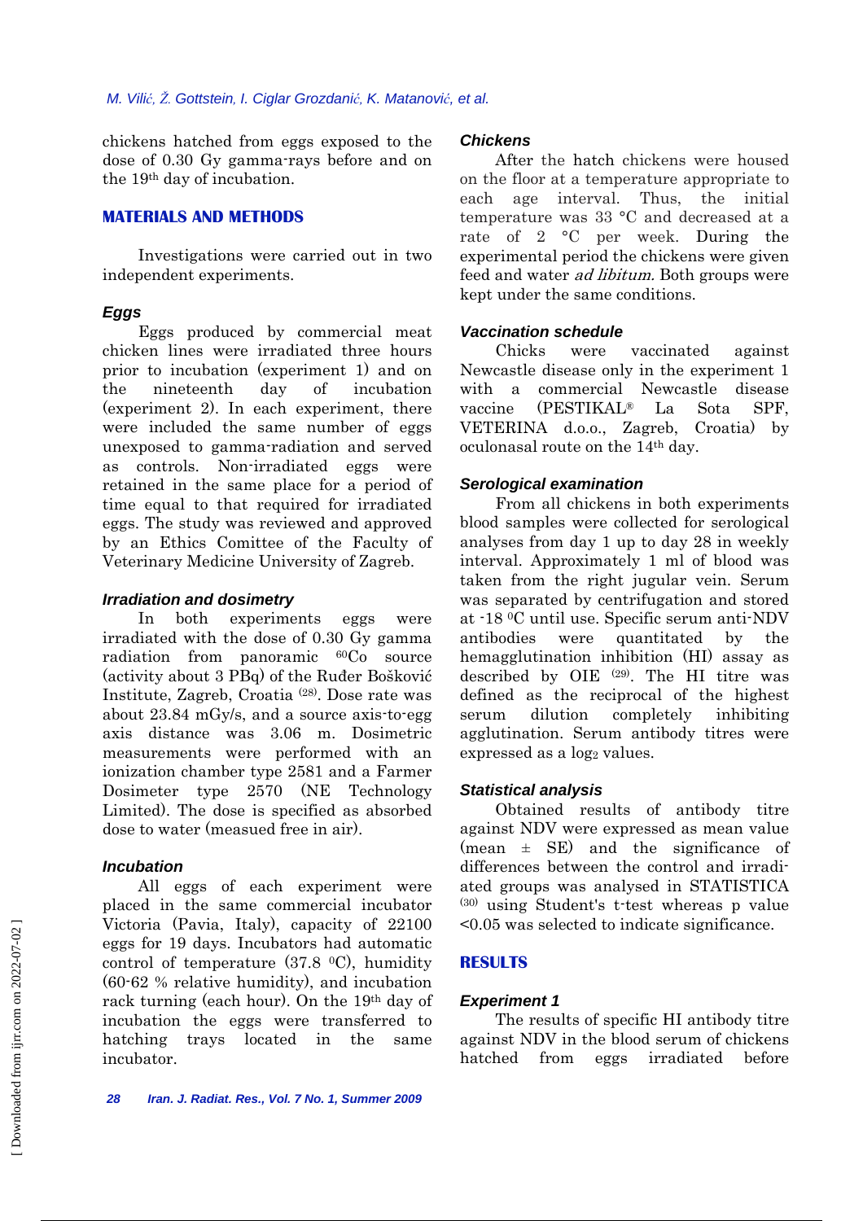chickens hatched from eggs exposed to the dose of 0.30 Gy gamma-rays before and on the 19th day of incubation.

## MATERIALS AND METHODS

Investigations were carried out in two independent experiments.

### *Eggs*

Eggs produced by commercial meat chicken lines were irradiated three hours prior to incubation (experiment 1) and on the nineteenth day of incubation (experiment 2). In each experiment, there were included the same number of eggs unexposed to gamma-radiation and served as controls. Non-irradiated eggs were retained in the same place for a period of time equal to that required for irradiated eggs. The study was reviewed and approved by an Ethics Comittee of the Faculty of Veterinary Medicine University of Zagreb.

### *Irradiation and dosimetry*

In both experiments eggs were irradiated with the dose of 0.30 Gy gamma radiation from panoramic $^{60}$Co source (activity about 3 PBq) of the Ruđer Bošković Institute, Zagreb, Croatia [28]. Dose rate was about 23.84 mGy/s, and a source axis-to-egg axis distance was 3.06 m. Dosimetric measurements were performed with an ionization chamber type 2581 and a Farmer Dosimeter type 2570 (NE Technology Limited). The dose is specified as absorbed dose to water (measured free in air).

### *Incubation*

All eggs of each experiment were placed in the same commercial incubator Victoria (Pavia, Italy), capacity of 22100 eggs for 19 days. Incubators had automatic control of temperature (37.8 °C), humidity (60-62 % relative humidity), and incubation rack turning (each hour). On the 19th day of incubation the eggs were transferred to hatching trays located in the same incubator.

### *Chickens*

After the hatch chickens were housed on the floor at a temperature appropriate to each age interval. Thus, the initial temperature was 33 °C and decreased at a rate of 2 °C per week. During the experimental period the chickens were given feed and water *ad libitum.* Both groups were kept under the same conditions.

### *Vaccination schedule*

Chicks were vaccinated against Newcastle disease only in the experiment 1 with a commercial Newcastle disease vaccine (PESTIKAL® La Sota SPF, VETERINA d.o.o., Zagreb, Croatia) by oculonasal route on the 14th day.

### *Serological examination*

From all chickens in both experiments blood samples were collected for serological analyses from day 1 up to day 28 in weekly interval. Approximately 1 ml of blood was taken from the right jugular vein. Serum was separated by centrifugation and stored at -18 °C until use. Specific serum anti-NDV antibodies were quantitated by the hemagglutination inhibition (HI) assay as described by OIE [29]. The HI titre was defined as the reciprocal of the highest serum dilution completely inhibiting agglutination. Serum antibody titres were expressed as a $\log_2$ values.

### *Statistical analysis*

Obtained results of antibody titre against NDV were expressed as mean value (mean ± SE) and the significance of differences between the control and irradiated groups was analysed in STATISTICA [30] using Student's t-test whereas p value $<0.05$ was selected to indicate significance.

## RESULTS

### *Experiment 1*

The results of specific HI antibody titre against NDV in the blood serum of chickens hatched from eggs irradiated before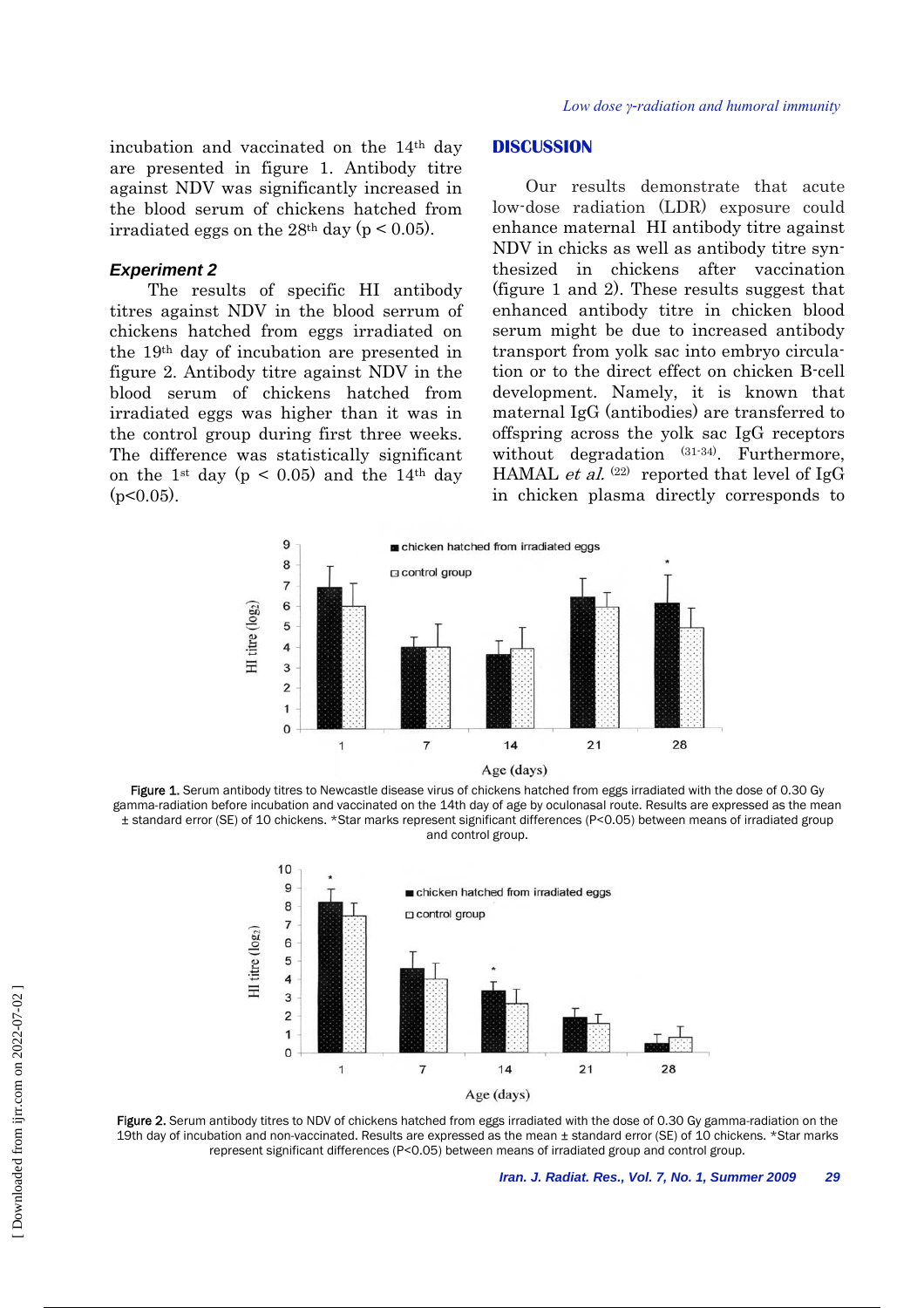incubation and vaccinated on the 14th day are presented in figure 1. Antibody titre against NDV was significantly increased in the blood serum of chickens hatched from irradiated eggs on the 28th day ($p < 0.05$).

### *Experiment 2*

The results of specific HI antibody titres against NDV in the blood serrum of chickens hatched from eggs irradiated on the 19th day of incubation are presented in figure 2. Antibody titre against NDV in the blood serum of chickens hatched from irradiated eggs was higher than it was in the control group during first three weeks. The difference was statistically significant on the 1st day ($p < 0.05$) and the 14th day ($p<0.05$).

## DISCUSSION

Our results demonstrate that acute low-dose radiation (LDR) exposure could enhance maternal HI antibody titre against NDV in chicks as well as antibody titre synthesized in chickens after vaccination (figure 1 and 2). These results suggest that enhanced antibody titre in chicken blood serum might be due to increased antibody transport from yolk sac into embryo circulation or to the direct effect on chicken B-cell development. Namely, it is known that maternal IgG (antibodies) are transferred to offspring across the yolk sac IgG receptors without degradation [31-34]. Furthermore, HAMAL *et al.* [22] reported that level of IgG in chicken plasma directly corresponds to

**Figure 1.** Serum antibody titres to Newcastle disease virus of chickens hatched from eggs irradiated with the dose of 0.30 Gy gamma-radiation before incubation and vaccinated on the 14th day of age by oculonasal route. Results are expressed as the mean ± standard error (SE) of 10 chickens. *Star marks represent significant differences (P<0.05) between means of irradiated group and control group.

**Figure 2.** Serum antibody titres to NDV of chickens hatched from eggs irradiated with the dose of 0.30 Gy gamma-radiation on the 19th day of incubation and non-vaccinated. Results are expressed as the mean ± standard error (SE) of 10 chickens. *Star marks represent significant differences (P<0.05) between means of irradiated group and control group.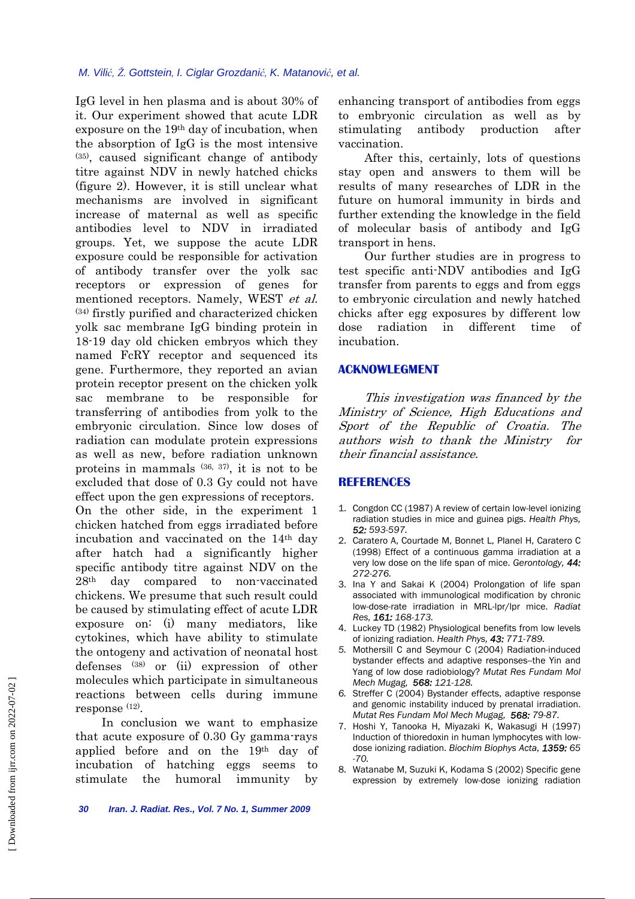IgG level in hen plasma and is about 30% of it. Our experiment showed that acute LDR exposure on the 19th day of incubation, when the absorption of IgG is the most intensive [35], caused significant change of antibody titre against NDV in newly hatched chicks (figure 2). However, it is still unclear what mechanisms are involved in significant increase of maternal as well as specific antibodies level to NDV in irradiated groups. Yet, we suppose the acute LDR exposure could be responsible for activation of antibody transfer over the yolk sac receptors or expression of genes for mentioned receptors. Namely, WEST *et al.* [34] firstly purified and characterized chicken yolk sac membrane IgG binding protein in 18-19 day old chicken embryos which they named FcRY receptor and sequenced its gene. Furthermore, they reported an avian protein receptor present on the chicken yolk sac membrane to be responsible for transferring of antibodies from yolk to the embryonic circulation. Since low doses of radiation can modulate protein expressions as well as new, before radiation unknown proteins in mammals [36, 37], it is not to be excluded that dose of 0.3 Gy could not have effect upon the gen expressions of receptors. On the other side, in the experiment 1 chicken hatched from eggs irradiated before incubation and vaccinated on the 14th day after hatch had a significantly higher specific antibody titre against NDV on the 28th day compared to non-vaccinated chickens. We presume that such result could be caused by stimulating effect of acute LDR exposure on: (i) many mediators, like cytokines, which have ability to stimulate the ontogeny and activation of neonatal host defenses [38] or (ii) expression of other molecules which participate in simultaneous reactions between cells during immune response [12].

In conclusion we want to emphasize that acute exposure of 0.30 Gy gamma-rays applied before and on the 19th day of incubation of hatching eggs seems to stimulate the humoral immunity by enhancing transport of antibodies from eggs to embryonic circulation as well as by stimulating antibody production after vaccination.

After this, certainly, lots of questions stay open and answers to them will be results of many researches of LDR in the future on humoral immunity in birds and further extending the knowledge in the field of molecular basis of antibody and IgG transport in hens.

Our further studies are in progress to test specific anti-NDV antibodies and IgG transfer from parents to eggs and from eggs to embryonic circulation and newly hatched chicks after egg exposures by different low dose radiation in different time of incubation.

## ACKNOWLEGMENT

*This investigation was financed by the Ministry of Science, High Educations and Sport of the Republic of Croatia. The authors wish to thank the Ministry for their financial assistance.*

## REFERENCES

1. Congdon CC (1987) A review of certain low-level ionizing radiation studies in mice and guinea pigs. *Health Phys,* ***52:*** *593-597.*
2. Caratero A, Courtade M, Bonnet L, Planel H, Caratero C (1998) Effect of a continuous gamma irradiation at a very low dose on the life span of mice. *Gerontology,* ***44:*** *272-276.*
3. Ina Y and Sakai K (2004) Prolongation of life span associated with immunological modification by chronic low-dose-rate irradiation in MRL-lpr/lpr mice. *Radiat Res,* ***161:*** *168-173.*
4. Luckey TD (1982) Physiological benefits from low levels of ionizing radiation. *Health Phys,* ***43:*** *771-789.*
5. Mothersill C and Seymour C (2004) Radiation-induced bystander effects and adaptive responses–the Yin and Yang of low dose radiobiology? *Mutat Res Fundam Mol Mech Mugag,* ***568:*** *121-128.*
6. Streffer C (2004) Bystander effects, adaptive response and genomic instability induced by prenatal irradiation. *Mutat Res Fundam Mol Mech Mugag,* ***568:*** *79-87.*
7. Hoshi Y, Tanooka H, Miyazaki K, Wakasugi H (1997) Induction of thioredoxin in human lymphocytes with low-dose ionizing radiation. *Biochim Biophys Acta,* ***1359:*** *65-70.*
8. Watanabe M, Suzuki K, Kodama S (2002) Specific gene expression by extremely low-dose ionizing radiation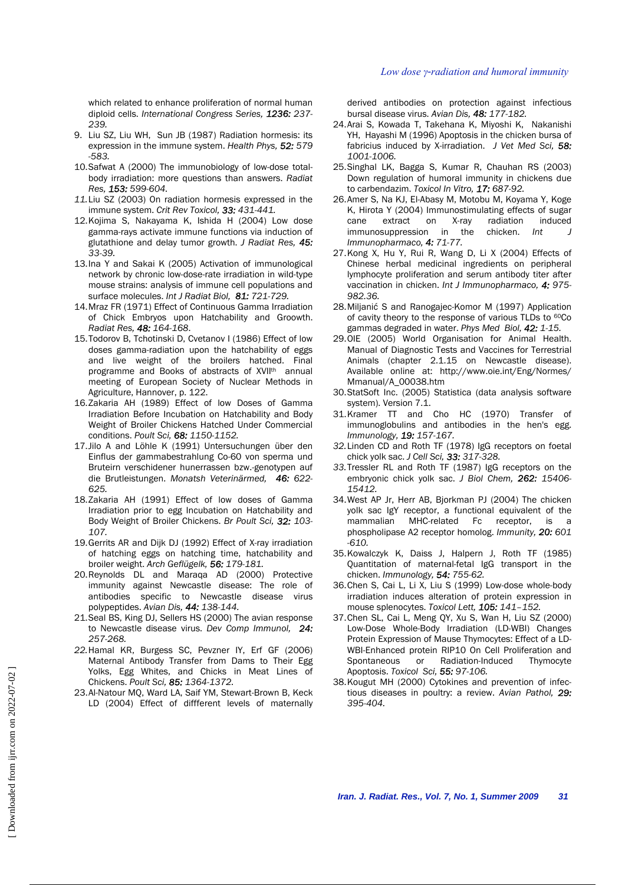which related to enhance proliferation of normal human diploid cells. *International Congress Series, **1236:** 237-239.*

9. Liu SZ, Liu WH, Sun JB (1987) Radiation hormesis: its expression in the immune system. *Health Phys, **52:** 579-583.*
10. Safwat A (2000) The immunobiology of low-dose total-body irradiation: more questions than answers. *Radiat Res, **153:** 599-604.*
11. Liu SZ (2003) On radiation hormesis expressed in the immune system. *Crit Rev Toxicol, **33:** 431-441.*
12. Kojima S, Nakayama K, Ishida H (2004) Low dose gamma-rays activate immune functions via induction of glutathione and delay tumor growth. *J Radiat Res, **45:** 33-39.*
13. Ina Y and Sakai K (2005) Activation of immunological network by chronic low-dose-rate irradiation in wild-type mouse strains: analysis of immune cell populations and surface molecules. *Int J Radiat Biol, **81:** 721-729.*
14. Mraz FR (1971) Effect of Continuous Gamma Irradiation of Chick Embryos upon Hatchability and Groowth. *Radiat Res, **48:** 164-168.*
15. Todorov B, Tchotinski D, Cvetanov I (1986) Effect of low doses gamma-radiation upon the hatchability of eggs and live weight of the broilers hatched. Final programme and Books of abstracts of XVII[th] annual meeting of European Society of Nuclear Methods in Agriculture, Hannover, p. 122.
16. Zakaria AH (1989) Effect of low Doses of Gamma Irradiation Before Incubation on Hatchability and Body Weight of Broiler Chickens Hatched Under Commercial conditions. *Poult Sci, **68:** 1150-1152.*
17. Jilo A and Löhle K (1991) Untersuchungen über den Einflus der gammabestrahlung Co-60 von sperma und Bruteirn verschiedener hunerrassen bzw.-genotypen auf die Brutleistungen. *Monatsh Veterinärmed, **46:** 622-625.*
18. Zakaria AH (1991) Effect of low doses of Gamma Irradiation prior to egg Incubation on Hatchability and Body Weight of Broiler Chickens. *Br Poult Sci, **32:** 103-107.*
19. Gerrits AR and Dijk DJ (1992) Effect of X-ray irradiation of hatching eggs on hatching time, hatchability and broiler weight. *Arch Geflügelk, **56:** 179-181.*
20. Reynolds DL and Maraqa AD (2000) Protective immunity against Newcastle disease: The role of antibodies specific to Newcastle disease virus polypeptides. *Avian Dis, **44:** 138-144.*
21. Seal BS, King DJ, Sellers HS (2000) The avian response to Newcastle disease virus. *Dev Comp Immunol, **24:** 257-268.*
22. Hamal KR, Burgess SC, Pevzner IY, Erf GF (2006) Maternal Antibody Transfer from Dams to Their Egg Yolks, Egg Whites, and Chicks in Meat Lines of Chickens. *Poult Sci, **85:** 1364-1372.*
23. Al-Natour MQ, Ward LA, Saif YM, Stewart-Brown B, Keck LD (2004) Effect of diffferent levels of maternally derived antibodies on protection against infectious bursal disease virus. *Avian Dis, **48:** 177-182.*
24. Arai S, Kowada T, Takehana K, Miyoshi K, Nakanishi YH, Hayashi M (1996) Apoptosis in the chicken bursa of fabricius induced by X-irradiation. *J Vet Med Sci, **58:** 1001-1006.*
25. Singhal LK, Bagga S, Kumar R, Chauhan RS (2003) Down regulation of humoral immunity in chickens due to carbendazim. *Toxicol In Vitro, **17:** 687-92.*
26. Amer S, Na KJ, El-Abasy M, Motobu M, Koyama Y, Koge K, Hirota Y (2004) Immunostimulating effects of sugar cane extract on X-ray radiation induced immunosuppression in the chicken. *Int J Immunopharmaco, **4:** 71-77.*
27. Kong X, Hu Y, Rui R, Wang D, Li X (2004) Effects of Chinese herbal medicinal ingredients on peripheral lymphocyte proliferation and serum antibody titer after vaccination in chicken. *Int J Immunopharmaco, **4:** 975-982.36.*
28. Miljanić S and Ranogajec-Komor M (1997) Application of cavity theory to the response of various TLDs to $^{60}$Co gammas degraded in water. *Phys Med Biol, **42:** 1-15.*
29. OIE (2005) World Organisation for Animal Health. Manual of Diagnostic Tests and Vaccines for Terrestrial Animals (chapter 2.1.15 on Newcastle disease). Available online at: http://www.oie.int/Eng/Normes/Mmanual/A_00038.htm
30. StatSoft Inc. (2005) Statistica (data analysis software system). Version 7.1.
31. Kramer TT and Cho HC (1970) Transfer of immunoglobulins and antibodies in the hen's egg. *Immunology, **19:** 157-167.*
32. Linden CD and Roth TF (1978) IgG receptors on foetal chick yolk sac. *J Cell Sci, **33:** 317-328.*
33. Tressler RL and Roth TF (1987) IgG receptors on the embryonic chick yolk sac. *J Biol Chem, **262:** 15406-15412.*
34. West AP Jr, Herr AB, Bjorkman PJ (2004) The chicken yolk sac IgY receptor, a functional equivalent of the mammalian MHC-related Fc receptor, is a phospholipase A2 receptor homolog. *Immunity, **20:** 601-610.*
35. Kowalczyk K, Daiss J, Halpern J, Roth TF (1985) Quantitation of maternal-fetal IgG transport in the chicken. *Immunology, **54:** 755-62.*
36. Chen S, Cai L, Li X, Liu S (1999) Low-dose whole-body irradiation induces alteration of protein expression in mouse splenocytes. *Toxicol Lett, **105:** 141–152.*
37. Chen SL, Cai L, Meng QY, Xu S, Wan H, Liu SZ (2000) Low-Dose Whole-Body Irradiation (LD-WBI) Changes Protein Expression of Mause Thymocytes: Effect of a LD-WBI-Enhanced protein RIP10 On Cell Proliferation and Spontaneous or Radiation-Induced Thymocyte Apoptosis. *Toxicol Sci, **55:** 97-106.*
38. Kougut MH (2000) Cytokines and prevention of infectious diseases in poultry: a review. *Avian Pathol, **29:** 395-404.*